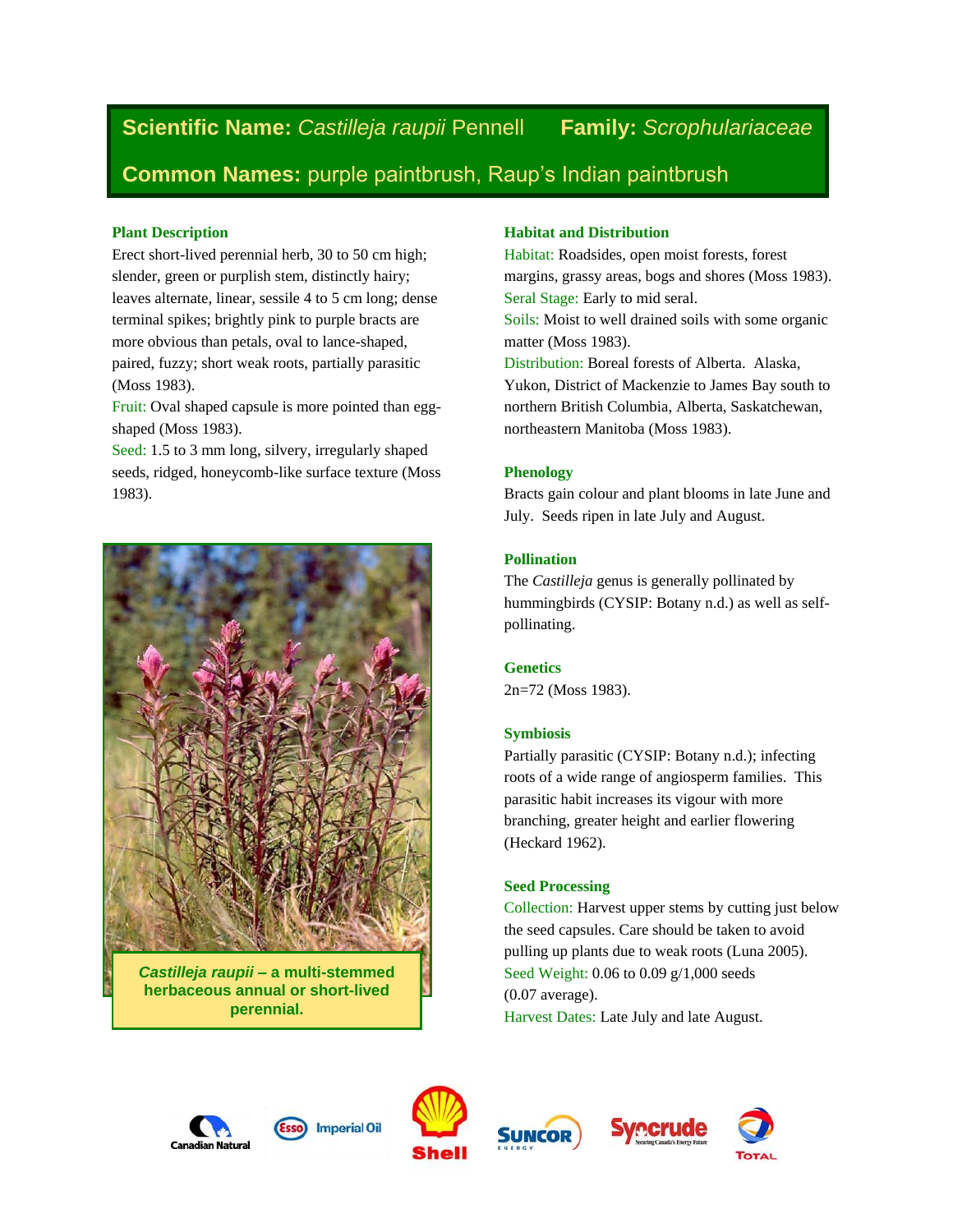**Scientific Name:** *Castilleja raupii* Pennell **Family:** *Scrophulariaceae*

**Common Names:** purple paintbrush, Raup's Indian paintbrush

### Plant Description

Erect short-lived perennial herb, 30 to 50 cm high; slender, green or purplish stem, distinctly hairy; leaves alternate, linear, sessile 4 to 5 cm long; dense terminal spikes; brightly pink to purple bracts are more obvious than petals, oval to lance-shaped, paired, fuzzy; short weak roots, partially parasitic (Moss 1983).

Fruit: Oval shaped capsule is more pointed than egg-shaped (Moss 1983).

Seed: 1.5 to 3 mm long, silvery, irregularly shaped seeds, ridged, honeycomb-like surface texture (Moss 1983).

***Castilleja raupii*** **– a multi-stemmed herbaceous annual or short-lived perennial.**

### Habitat and Distribution

Habitat: Roadsides, open moist forests, forest margins, grassy areas, bogs and shores (Moss 1983).

Seral Stage: Early to mid seral.

Soils: Moist to well drained soils with some organic matter (Moss 1983).

Distribution: Boreal forests of Alberta. Alaska, Yukon, District of Mackenzie to James Bay south to northern British Columbia, Alberta, Saskatchewan, northeastern Manitoba (Moss 1983).

### Phenology

Bracts gain colour and plant blooms in late June and July. Seeds ripen in late July and August.

### Pollination

The *Castilleja* genus is generally pollinated by hummingbirds (CYSIP: Botany n.d.) as well as self-pollinating.

### Genetics

2n=72 (Moss 1983).

### Symbiosis

Partially parasitic (CYSIP: Botany n.d.); infecting roots of a wide range of angiosperm families. This parasitic habit increases its vigour with more branching, greater height and earlier flowering (Heckard 1962).

### Seed Processing

Collection: Harvest upper stems by cutting just below the seed capsules. Care should be taken to avoid pulling up plants due to weak roots (Luna 2005).

Seed Weight: 0.06 to 0.09 g/1,000 seeds (0.07 average).

Harvest Dates: Late July and late August.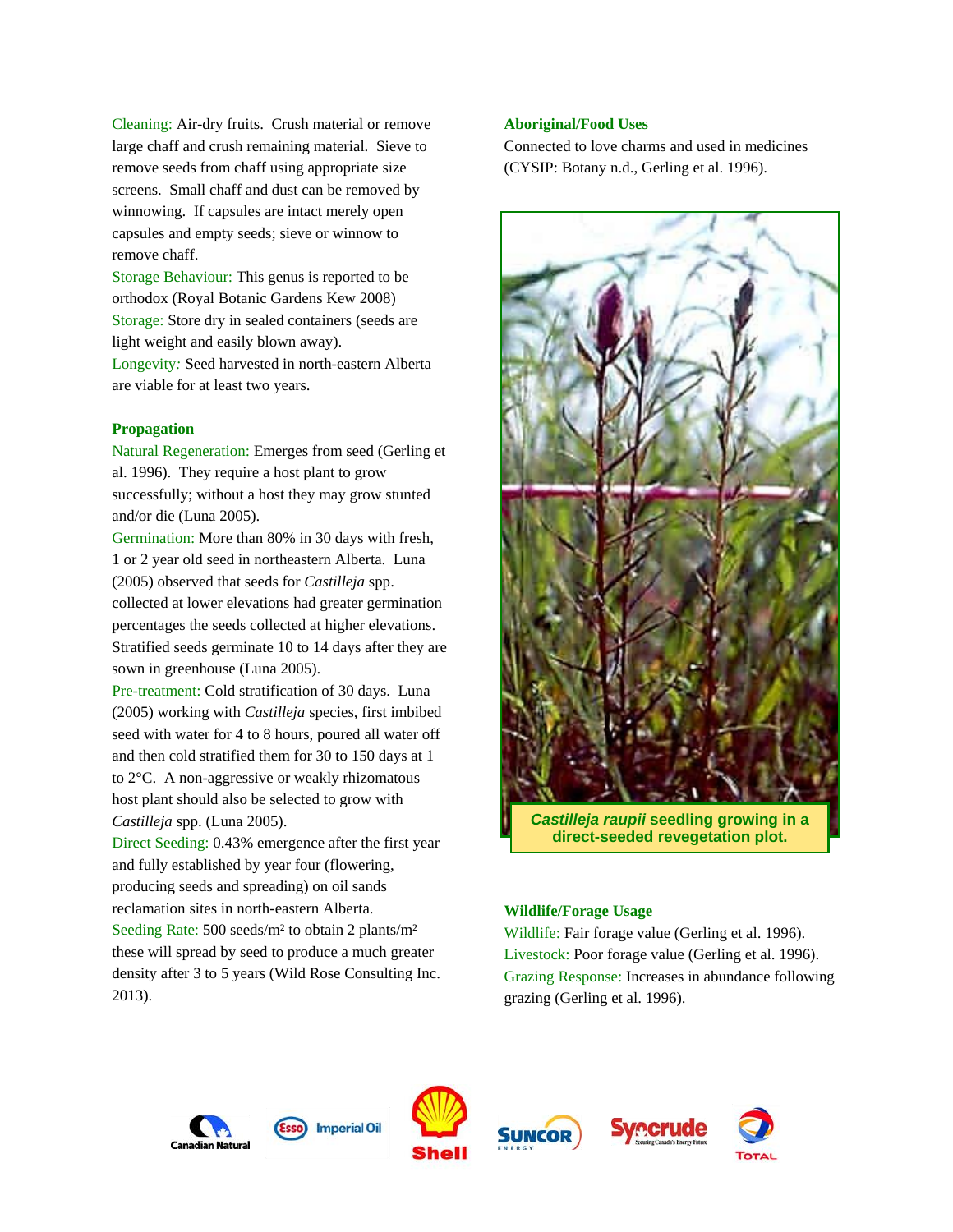Cleaning: Air-dry fruits. Crush material or remove large chaff and crush remaining material. Sieve to remove seeds from chaff using appropriate size screens. Small chaff and dust can be removed by winnowing. If capsules are intact merely open capsules and empty seeds; sieve or winnow to remove chaff.

Storage Behaviour: This genus is reported to be orthodox (Royal Botanic Gardens Kew 2008)

Storage: Store dry in sealed containers (seeds are light weight and easily blown away).

Longevity: Seed harvested in north-eastern Alberta are viable for at least two years.

### Propagation

Natural Regeneration: Emerges from seed (Gerling et al. 1996). They require a host plant to grow successfully; without a host they may grow stunted and/or die (Luna 2005).

Germination: More than 80% in 30 days with fresh, 1 or 2 year old seed in northeastern Alberta. Luna (2005) observed that seeds for *Castilleja* spp. collected at lower elevations had greater germination percentages the seeds collected at higher elevations. Stratified seeds germinate 10 to 14 days after they are sown in greenhouse (Luna 2005).

Pre-treatment: Cold stratification of 30 days. Luna (2005) working with *Castilleja* species, first imbibed seed with water for 4 to 8 hours, poured all water off and then cold stratified them for 30 to 150 days at 1 to 2°C. A non-aggressive or weakly rhizomatous host plant should also be selected to grow with *Castilleja* spp. (Luna 2005).

Direct Seeding: 0.43% emergence after the first year and fully established by year four (flowering, producing seeds and spreading) on oil sands reclamation sites in north-eastern Alberta.

Seeding Rate: 500 seeds/m² to obtain 2 plants/m² – these will spread by seed to produce a much greater density after 3 to 5 years (Wild Rose Consulting Inc. 2013).

### Aboriginal/Food Uses

Connected to love charms and used in medicines (CYSIP: Botany n.d., Gerling et al. 1996).

***Castilleja raupii* seedling growing in a direct-seeded revegetation plot.**

### Wildlife/Forage Usage

Wildlife: Fair forage value (Gerling et al. 1996).

Livestock: Poor forage value (Gerling et al. 1996).

Grazing Response: Increases in abundance following grazing (Gerling et al. 1996).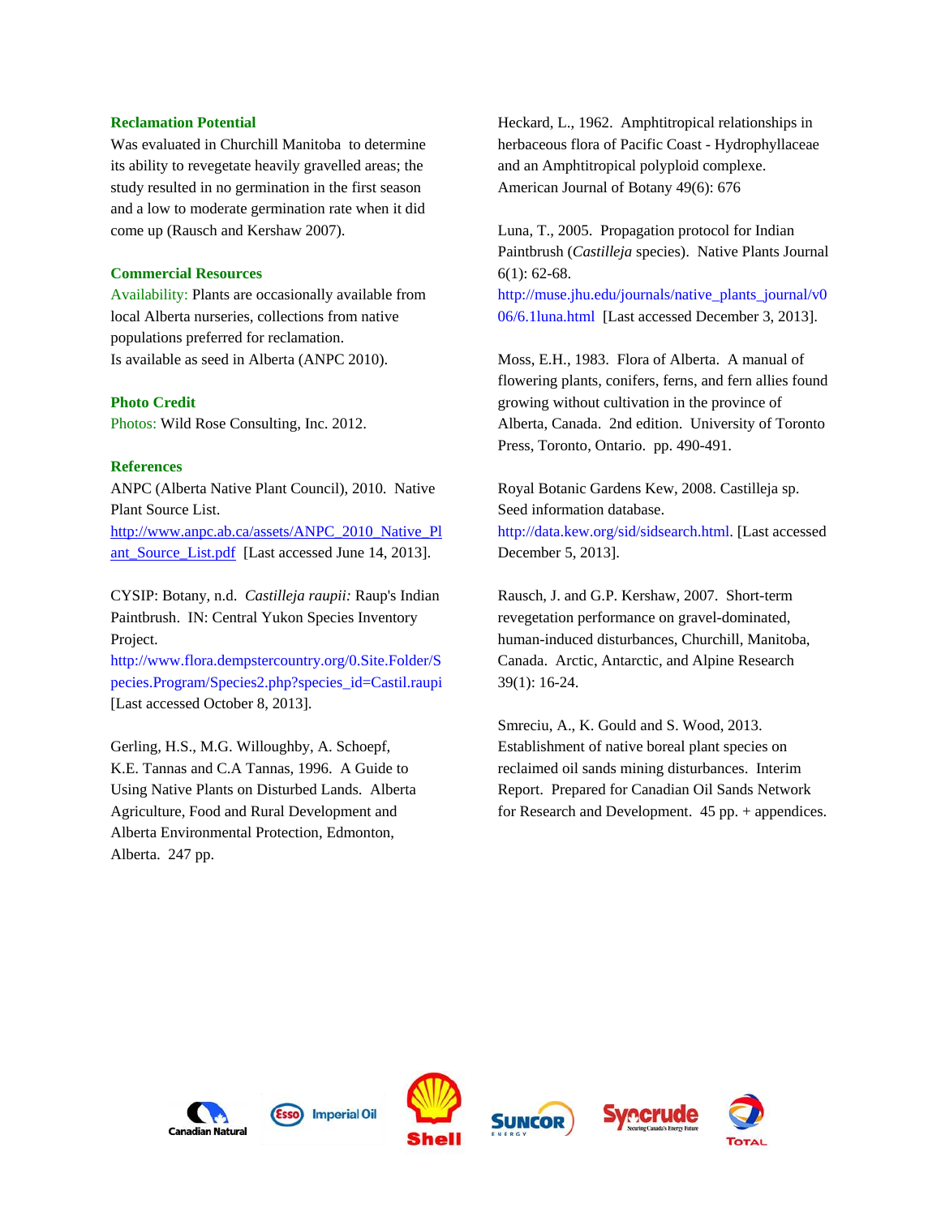## Reclamation Potential

Was evaluated in Churchill Manitoba to determine its ability to revegetate heavily gravelled areas; the study resulted in no germination in the first season and a low to moderate germination rate when it did come up (Rausch and Kershaw 2007).

## Commercial Resources

Availability: Plants are occasionally available from local Alberta nurseries, collections from native populations preferred for reclamation.
Is available as seed in Alberta (ANPC 2010).

## Photo Credit

Photos: Wild Rose Consulting, Inc. 2012.

## References

ANPC (Alberta Native Plant Council), 2010. Native Plant Source List. http://www.anpc.ab.ca/assets/ANPC_2010_Native_Plant_Source_List.pdf [Last accessed June 14, 2013].

CYSIP: Botany, n.d. *Castilleja raupii:* Raup's Indian Paintbrush. IN: Central Yukon Species Inventory Project. http://www.flora.dempstercountry.org/0.Site.Folder/Species.Program/Species2.php?species_id=Castil.raupi [Last accessed October 8, 2013].

Gerling, H.S., M.G. Willoughby, A. Schoepf, K.E. Tannas and C.A Tannas, 1996. A Guide to Using Native Plants on Disturbed Lands. Alberta Agriculture, Food and Rural Development and Alberta Environmental Protection, Edmonton, Alberta. 247 pp.

Heckard, L., 1962. Amphtitropical relationships in herbaceous flora of Pacific Coast - Hydrophyllaceae and an Amphtitropical polyploid complexe. American Journal of Botany 49(6): 676

Luna, T., 2005. Propagation protocol for Indian Paintbrush (*Castilleja* species). Native Plants Journal 6(1): 62-68. http://muse.jhu.edu/journals/native_plants_journal/v006/6.1luna.html [Last accessed December 3, 2013].

Moss, E.H., 1983. Flora of Alberta. A manual of flowering plants, conifers, ferns, and fern allies found growing without cultivation in the province of Alberta, Canada. 2nd edition. University of Toronto Press, Toronto, Ontario. pp. 490-491.

Royal Botanic Gardens Kew, 2008. Castilleja sp. Seed information database. http://data.kew.org/sid/sidsearch.html. [Last accessed December 5, 2013].

Rausch, J. and G.P. Kershaw, 2007. Short-term revegetation performance on gravel-dominated, human-induced disturbances, Churchill, Manitoba, Canada. Arctic, Antarctic, and Alpine Research 39(1): 16-24.

Smreciu, A., K. Gould and S. Wood, 2013. Establishment of native boreal plant species on reclaimed oil sands mining disturbances. Interim Report. Prepared for Canadian Oil Sands Network for Research and Development. 45 pp. + appendices.